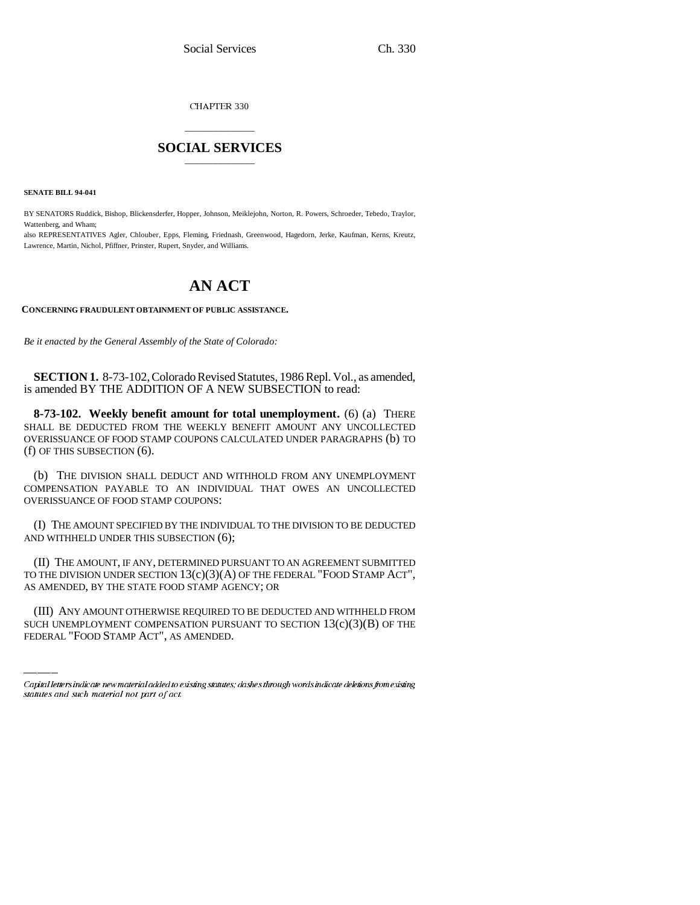CHAPTER 330

# SOCIAL SERVICES

**SENATE BILL 94-041**

BY SENATORS Ruddick, Bishop, Blickensderfer, Hopper, Johnson, Meiklejohn, Norton, R. Powers, Schroeder, Tebedo, Traylor, Wattenberg, and Wham;

also REPRESENTATIVES Agler, Chlouber, Epps, Fleming, Friednash, Greenwood, Hagedorn, Jerke, Kaufman, Kerns, Kreutz, Lawrence, Martin, Nichol, Pfiffner, Prinster, Rupert, Snyder, and Williams.

# AN ACT

**CONCERNING FRAUDULENT OBTAINMENT OF PUBLIC ASSISTANCE.**

*Be it enacted by the General Assembly of the State of Colorado:*

**SECTION 1.** 8-73-102, Colorado Revised Statutes, 1986 Repl. Vol., as amended, is amended BY THE ADDITION OF A NEW SUBSECTION to read:

**8-73-102. Weekly benefit amount for total unemployment.** (6) (a) THERE SHALL BE DEDUCTED FROM THE WEEKLY BENEFIT AMOUNT ANY UNCOLLECTED OVERISSUANCE OF FOOD STAMP COUPONS CALCULATED UNDER PARAGRAPHS (b) TO (f) OF THIS SUBSECTION (6).

(b) THE DIVISION SHALL DEDUCT AND WITHHOLD FROM ANY UNEMPLOYMENT COMPENSATION PAYABLE TO AN INDIVIDUAL THAT OWES AN UNCOLLECTED OVERISSUANCE OF FOOD STAMP COUPONS:

(I) THE AMOUNT SPECIFIED BY THE INDIVIDUAL TO THE DIVISION TO BE DEDUCTED AND WITHHELD UNDER THIS SUBSECTION (6);

(II) THE AMOUNT, IF ANY, DETERMINED PURSUANT TO AN AGREEMENT SUBMITTED TO THE DIVISION UNDER SECTION 13(c)(3)(A) OF THE FEDERAL "FOOD STAMP ACT", AS AMENDED, BY THE STATE FOOD STAMP AGENCY; OR

(III) ANY AMOUNT OTHERWISE REQUIRED TO BE DEDUCTED AND WITHHELD FROM SUCH UNEMPLOYMENT COMPENSATION PURSUANT TO SECTION 13(c)(3)(B) OF THE FEDERAL "FOOD STAMP ACT", AS AMENDED.

*Capital letters indicate new material added to existing statutes; dashes through words indicate deletions from existing statutes and such material not part of act.*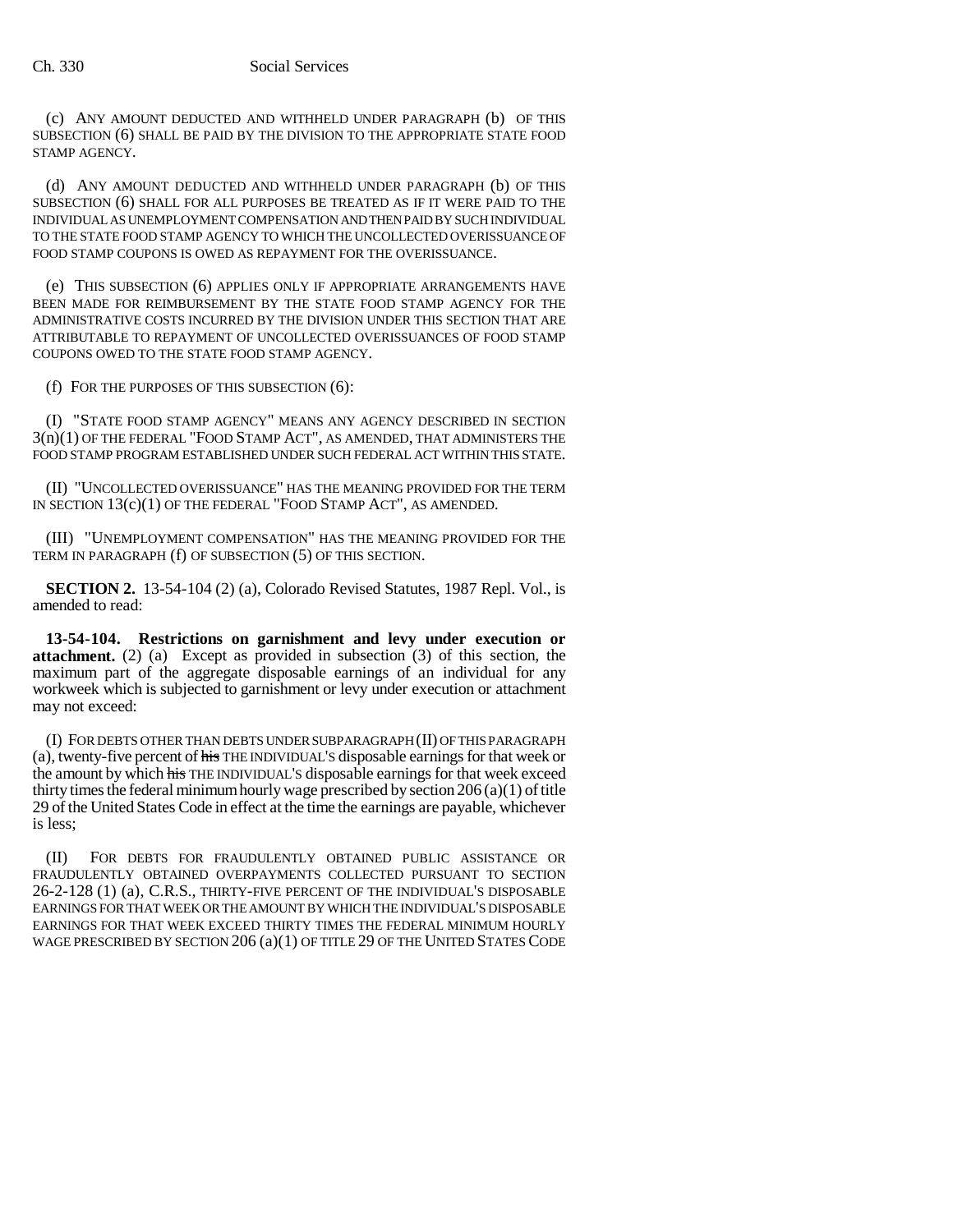(c) ANY AMOUNT DEDUCTED AND WITHHELD UNDER PARAGRAPH (b) OF THIS SUBSECTION (6) SHALL BE PAID BY THE DIVISION TO THE APPROPRIATE STATE FOOD STAMP AGENCY.

(d) ANY AMOUNT DEDUCTED AND WITHHELD UNDER PARAGRAPH (b) OF THIS SUBSECTION (6) SHALL FOR ALL PURPOSES BE TREATED AS IF IT WERE PAID TO THE INDIVIDUAL AS UNEMPLOYMENT COMPENSATION AND THEN PAID BY SUCH INDIVIDUAL TO THE STATE FOOD STAMP AGENCY TO WHICH THE UNCOLLECTED OVERISSUANCE OF FOOD STAMP COUPONS IS OWED AS REPAYMENT FOR THE OVERISSUANCE.

(e) THIS SUBSECTION (6) APPLIES ONLY IF APPROPRIATE ARRANGEMENTS HAVE BEEN MADE FOR REIMBURSEMENT BY THE STATE FOOD STAMP AGENCY FOR THE ADMINISTRATIVE COSTS INCURRED BY THE DIVISION UNDER THIS SECTION THAT ARE ATTRIBUTABLE TO REPAYMENT OF UNCOLLECTED OVERISSUANCES OF FOOD STAMP COUPONS OWED TO THE STATE FOOD STAMP AGENCY.

(f) FOR THE PURPOSES OF THIS SUBSECTION (6):

(I) "STATE FOOD STAMP AGENCY" MEANS ANY AGENCY DESCRIBED IN SECTION 3(n)(1) OF THE FEDERAL "FOOD STAMP ACT", AS AMENDED, THAT ADMINISTERS THE FOOD STAMP PROGRAM ESTABLISHED UNDER SUCH FEDERAL ACT WITHIN THIS STATE.

(II) "UNCOLLECTED OVERISSUANCE" HAS THE MEANING PROVIDED FOR THE TERM IN SECTION 13(c)(1) OF THE FEDERAL "FOOD STAMP ACT", AS AMENDED.

(III) "UNEMPLOYMENT COMPENSATION" HAS THE MEANING PROVIDED FOR THE TERM IN PARAGRAPH (f) OF SUBSECTION (5) OF THIS SECTION.

**SECTION 2.** 13-54-104 (2) (a), Colorado Revised Statutes, 1987 Repl. Vol., is amended to read:

**13-54-104. Restrictions on garnishment and levy under execution or attachment.** (2) (a) Except as provided in subsection (3) of this section, the maximum part of the aggregate disposable earnings of an individual for any workweek which is subjected to garnishment or levy under execution or attachment may not exceed:

(I) FOR DEBTS OTHER THAN DEBTS UNDER SUBPARAGRAPH (II) OF THIS PARAGRAPH (a), twenty-five percent of ~~his~~ THE INDIVIDUAL'S disposable earnings for that week or the amount by which ~~his~~ THE INDIVIDUAL'S disposable earnings for that week exceed thirty times the federal minimum hourly wage prescribed by section 206 (a)(1) of title 29 of the United States Code in effect at the time the earnings are payable, whichever is less;

(II) FOR DEBTS FOR FRAUDULENTLY OBTAINED PUBLIC ASSISTANCE OR FRAUDULENTLY OBTAINED OVERPAYMENTS COLLECTED PURSUANT TO SECTION 26-2-128 (1) (a), C.R.S., THIRTY-FIVE PERCENT OF THE INDIVIDUAL'S DISPOSABLE EARNINGS FOR THAT WEEK OR THE AMOUNT BY WHICH THE INDIVIDUAL'S DISPOSABLE EARNINGS FOR THAT WEEK EXCEED THIRTY TIMES THE FEDERAL MINIMUM HOURLY WAGE PRESCRIBED BY SECTION 206 (a)(1) OF TITLE 29 OF THE UNITED STATES CODE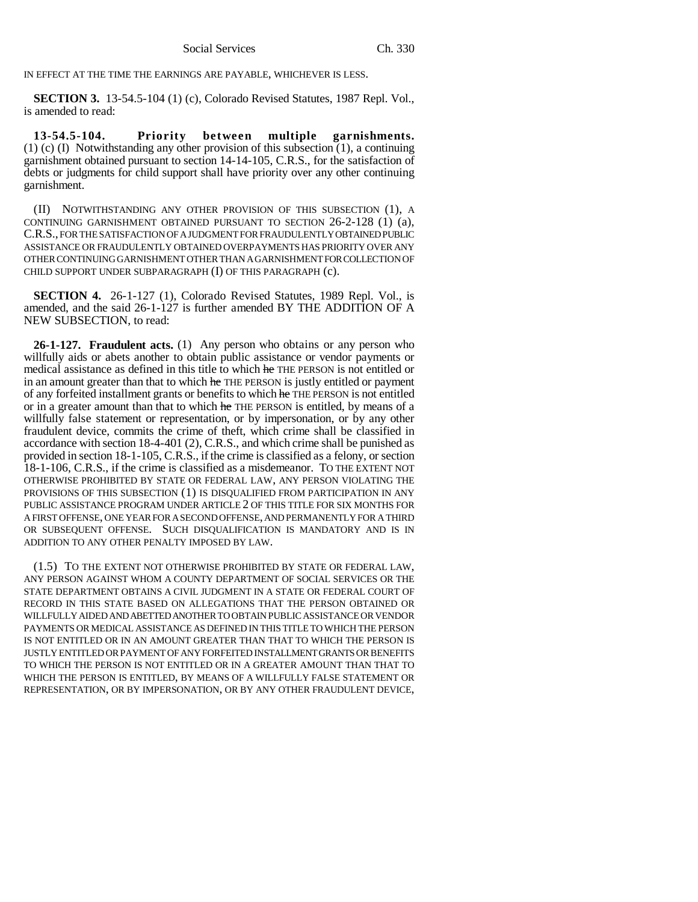IN EFFECT AT THE TIME THE EARNINGS ARE PAYABLE, WHICHEVER IS LESS.

**SECTION 3.** 13-54.5-104 (1) (c), Colorado Revised Statutes, 1987 Repl. Vol., is amended to read:

**13-54.5-104. Priority between multiple garnishments.** (1) (c) (I) Notwithstanding any other provision of this subsection (1), a continuing garnishment obtained pursuant to section 14-14-105, C.R.S., for the satisfaction of debts or judgments for child support shall have priority over any other continuing garnishment.

(II) NOTWITHSTANDING ANY OTHER PROVISION OF THIS SUBSECTION (1), A CONTINUING GARNISHMENT OBTAINED PURSUANT TO SECTION 26-2-128 (1) (a), C.R.S., FOR THE SATISFACTION OF A JUDGMENT FOR FRAUDULENTLY OBTAINED PUBLIC ASSISTANCE OR FRAUDULENTLY OBTAINED OVERPAYMENTS HAS PRIORITY OVER ANY OTHER CONTINUING GARNISHMENT OTHER THAN A GARNISHMENT FOR COLLECTION OF CHILD SUPPORT UNDER SUBPARAGRAPH (I) OF THIS PARAGRAPH (c).

**SECTION 4.** 26-1-127 (1), Colorado Revised Statutes, 1989 Repl. Vol., is amended, and the said 26-1-127 is further amended BY THE ADDITION OF A NEW SUBSECTION, to read:

**26-1-127. Fraudulent acts.** (1) Any person who obtains or any person who willfully aids or abets another to obtain public assistance or vendor payments or medical assistance as defined in this title to which ~~he~~ THE PERSON is not entitled or in an amount greater than that to which ~~he~~ THE PERSON is justly entitled or payment of any forfeited installment grants or benefits to which ~~he~~ THE PERSON is not entitled or in a greater amount than that to which ~~he~~ THE PERSON is entitled, by means of a willfully false statement or representation, or by impersonation, or by any other fraudulent device, commits the crime of theft, which crime shall be classified in accordance with section 18-4-401 (2), C.R.S., and which crime shall be punished as provided in section 18-1-105, C.R.S., if the crime is classified as a felony, or section 18-1-106, C.R.S., if the crime is classified as a misdemeanor. TO THE EXTENT NOT OTHERWISE PROHIBITED BY STATE OR FEDERAL LAW, ANY PERSON VIOLATING THE PROVISIONS OF THIS SUBSECTION (1) IS DISQUALIFIED FROM PARTICIPATION IN ANY PUBLIC ASSISTANCE PROGRAM UNDER ARTICLE 2 OF THIS TITLE FOR SIX MONTHS FOR A FIRST OFFENSE, ONE YEAR FOR A SECOND OFFENSE, AND PERMANENTLY FOR A THIRD OR SUBSEQUENT OFFENSE. SUCH DISQUALIFICATION IS MANDATORY AND IS IN ADDITION TO ANY OTHER PENALTY IMPOSED BY LAW.

(1.5) TO THE EXTENT NOT OTHERWISE PROHIBITED BY STATE OR FEDERAL LAW, ANY PERSON AGAINST WHOM A COUNTY DEPARTMENT OF SOCIAL SERVICES OR THE STATE DEPARTMENT OBTAINS A CIVIL JUDGMENT IN A STATE OR FEDERAL COURT OF RECORD IN THIS STATE BASED ON ALLEGATIONS THAT THE PERSON OBTAINED OR WILLFULLY AIDED AND ABETTED ANOTHER TO OBTAIN PUBLIC ASSISTANCE OR VENDOR PAYMENTS OR MEDICAL ASSISTANCE AS DEFINED IN THIS TITLE TO WHICH THE PERSON IS NOT ENTITLED OR IN AN AMOUNT GREATER THAN THAT TO WHICH THE PERSON IS JUSTLY ENTITLED OR PAYMENT OF ANY FORFEITED INSTALLMENT GRANTS OR BENEFITS TO WHICH THE PERSON IS NOT ENTITLED OR IN A GREATER AMOUNT THAN THAT TO WHICH THE PERSON IS ENTITLED, BY MEANS OF A WILLFULLY FALSE STATEMENT OR REPRESENTATION, OR BY IMPERSONATION, OR BY ANY OTHER FRAUDULENT DEVICE,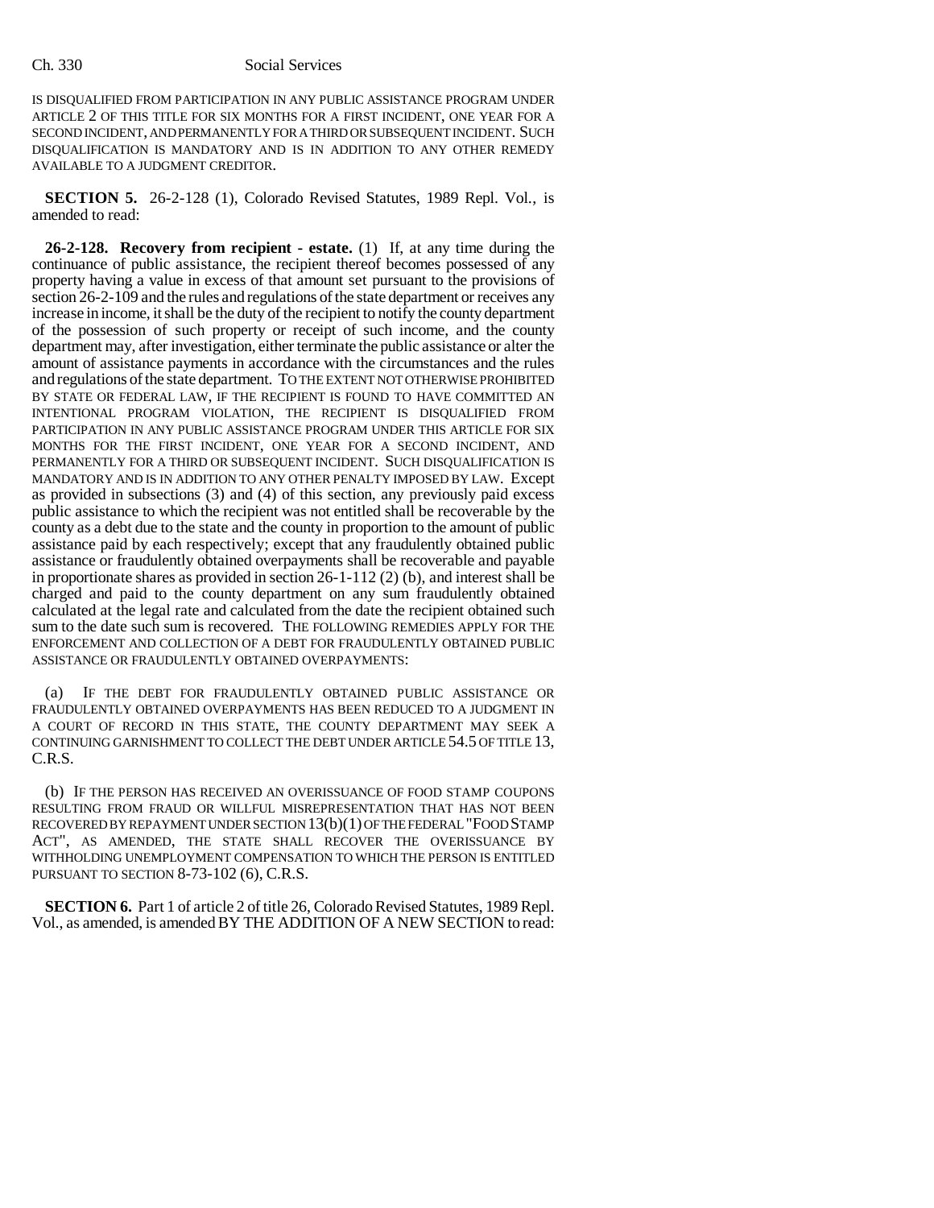IS DISQUALIFIED FROM PARTICIPATION IN ANY PUBLIC ASSISTANCE PROGRAM UNDER ARTICLE 2 OF THIS TITLE FOR SIX MONTHS FOR A FIRST INCIDENT, ONE YEAR FOR A SECOND INCIDENT, AND PERMANENTLY FOR A THIRD OR SUBSEQUENT INCIDENT. SUCH DISQUALIFICATION IS MANDATORY AND IS IN ADDITION TO ANY OTHER REMEDY AVAILABLE TO A JUDGMENT CREDITOR.

**SECTION 5.** 26-2-128 (1), Colorado Revised Statutes, 1989 Repl. Vol., is amended to read:

**26-2-128. Recovery from recipient - estate.** (1) If, at any time during the continuance of public assistance, the recipient thereof becomes possessed of any property having a value in excess of that amount set pursuant to the provisions of section 26-2-109 and the rules and regulations of the state department or receives any increase in income, it shall be the duty of the recipient to notify the county department of the possession of such property or receipt of such income, and the county department may, after investigation, either terminate the public assistance or alter the amount of assistance payments in accordance with the circumstances and the rules and regulations of the state department. TO THE EXTENT NOT OTHERWISE PROHIBITED BY STATE OR FEDERAL LAW, IF THE RECIPIENT IS FOUND TO HAVE COMMITTED AN INTENTIONAL PROGRAM VIOLATION, THE RECIPIENT IS DISQUALIFIED FROM PARTICIPATION IN ANY PUBLIC ASSISTANCE PROGRAM UNDER THIS ARTICLE FOR SIX MONTHS FOR THE FIRST INCIDENT, ONE YEAR FOR A SECOND INCIDENT, AND PERMANENTLY FOR A THIRD OR SUBSEQUENT INCIDENT. SUCH DISQUALIFICATION IS MANDATORY AND IS IN ADDITION TO ANY OTHER PENALTY IMPOSED BY LAW. Except as provided in subsections (3) and (4) of this section, any previously paid excess public assistance to which the recipient was not entitled shall be recoverable by the county as a debt due to the state and the county in proportion to the amount of public assistance paid by each respectively; except that any fraudulently obtained public assistance or fraudulently obtained overpayments shall be recoverable and payable in proportionate shares as provided in section 26-1-112 (2) (b), and interest shall be charged and paid to the county department on any sum fraudulently obtained calculated at the legal rate and calculated from the date the recipient obtained such sum to the date such sum is recovered. THE FOLLOWING REMEDIES APPLY FOR THE ENFORCEMENT AND COLLECTION OF A DEBT FOR FRAUDULENTLY OBTAINED PUBLIC ASSISTANCE OR FRAUDULENTLY OBTAINED OVERPAYMENTS:

(a) IF THE DEBT FOR FRAUDULENTLY OBTAINED PUBLIC ASSISTANCE OR FRAUDULENTLY OBTAINED OVERPAYMENTS HAS BEEN REDUCED TO A JUDGMENT IN A COURT OF RECORD IN THIS STATE, THE COUNTY DEPARTMENT MAY SEEK A CONTINUING GARNISHMENT TO COLLECT THE DEBT UNDER ARTICLE 54.5 OF TITLE 13, C.R.S.

(b) IF THE PERSON HAS RECEIVED AN OVERISSUANCE OF FOOD STAMP COUPONS RESULTING FROM FRAUD OR WILLFUL MISREPRESENTATION THAT HAS NOT BEEN RECOVERED BY REPAYMENT UNDER SECTION 13(b)(1) OF THE FEDERAL "FOOD STAMP ACT", AS AMENDED, THE STATE SHALL RECOVER THE OVERISSUANCE BY WITHHOLDING UNEMPLOYMENT COMPENSATION TO WHICH THE PERSON IS ENTITLED PURSUANT TO SECTION 8-73-102 (6), C.R.S.

**SECTION 6.** Part 1 of article 2 of title 26, Colorado Revised Statutes, 1989 Repl. Vol., as amended, is amended BY THE ADDITION OF A NEW SECTION to read: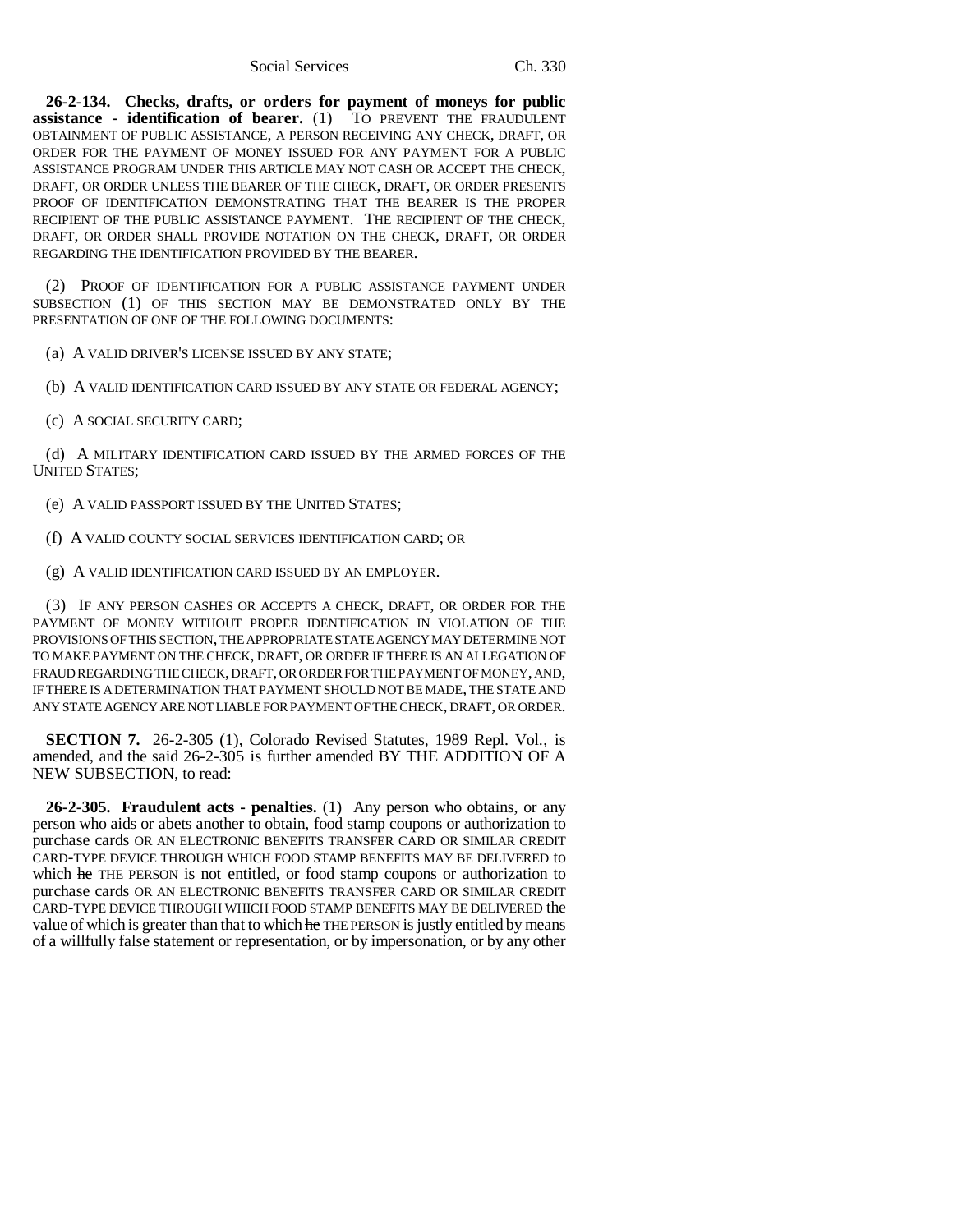**26-2-134. Checks, drafts, or orders for payment of moneys for public assistance - identification of bearer.** (1) TO PREVENT THE FRAUDULENT OBTAINMENT OF PUBLIC ASSISTANCE, A PERSON RECEIVING ANY CHECK, DRAFT, OR ORDER FOR THE PAYMENT OF MONEY ISSUED FOR ANY PAYMENT FOR A PUBLIC ASSISTANCE PROGRAM UNDER THIS ARTICLE MAY NOT CASH OR ACCEPT THE CHECK, DRAFT, OR ORDER UNLESS THE BEARER OF THE CHECK, DRAFT, OR ORDER PRESENTS PROOF OF IDENTIFICATION DEMONSTRATING THAT THE BEARER IS THE PROPER RECIPIENT OF THE PUBLIC ASSISTANCE PAYMENT. THE RECIPIENT OF THE CHECK, DRAFT, OR ORDER SHALL PROVIDE NOTATION ON THE CHECK, DRAFT, OR ORDER REGARDING THE IDENTIFICATION PROVIDED BY THE BEARER.

(2) PROOF OF IDENTIFICATION FOR A PUBLIC ASSISTANCE PAYMENT UNDER SUBSECTION (1) OF THIS SECTION MAY BE DEMONSTRATED ONLY BY THE PRESENTATION OF ONE OF THE FOLLOWING DOCUMENTS:

(a) A VALID DRIVER'S LICENSE ISSUED BY ANY STATE;

(b) A VALID IDENTIFICATION CARD ISSUED BY ANY STATE OR FEDERAL AGENCY;

(c) A SOCIAL SECURITY CARD;

(d) A MILITARY IDENTIFICATION CARD ISSUED BY THE ARMED FORCES OF THE UNITED STATES;

(e) A VALID PASSPORT ISSUED BY THE UNITED STATES;

(f) A VALID COUNTY SOCIAL SERVICES IDENTIFICATION CARD; OR

(g) A VALID IDENTIFICATION CARD ISSUED BY AN EMPLOYER.

(3) IF ANY PERSON CASHES OR ACCEPTS A CHECK, DRAFT, OR ORDER FOR THE PAYMENT OF MONEY WITHOUT PROPER IDENTIFICATION IN VIOLATION OF THE PROVISIONS OF THIS SECTION, THE APPROPRIATE STATE AGENCY MAY DETERMINE NOT TO MAKE PAYMENT ON THE CHECK, DRAFT, OR ORDER IF THERE IS AN ALLEGATION OF FRAUD REGARDING THE CHECK, DRAFT, OR ORDER FOR THE PAYMENT OF MONEY, AND, IF THERE IS A DETERMINATION THAT PAYMENT SHOULD NOT BE MADE, THE STATE AND ANY STATE AGENCY ARE NOT LIABLE FOR PAYMENT OF THE CHECK, DRAFT, OR ORDER.

**SECTION 7.** 26-2-305 (1), Colorado Revised Statutes, 1989 Repl. Vol., is amended, and the said 26-2-305 is further amended BY THE ADDITION OF A NEW SUBSECTION, to read:

**26-2-305. Fraudulent acts - penalties.** (1) Any person who obtains, or any person who aids or abets another to obtain, food stamp coupons or authorization to purchase cards OR AN ELECTRONIC BENEFITS TRANSFER CARD OR SIMILAR CREDIT CARD-TYPE DEVICE THROUGH WHICH FOOD STAMP BENEFITS MAY BE DELIVERED to which ~~he~~ THE PERSON is not entitled, or food stamp coupons or authorization to purchase cards OR AN ELECTRONIC BENEFITS TRANSFER CARD OR SIMILAR CREDIT CARD-TYPE DEVICE THROUGH WHICH FOOD STAMP BENEFITS MAY BE DELIVERED the value of which is greater than that to which ~~he~~ THE PERSON is justly entitled by means of a willfully false statement or representation, or by impersonation, or by any other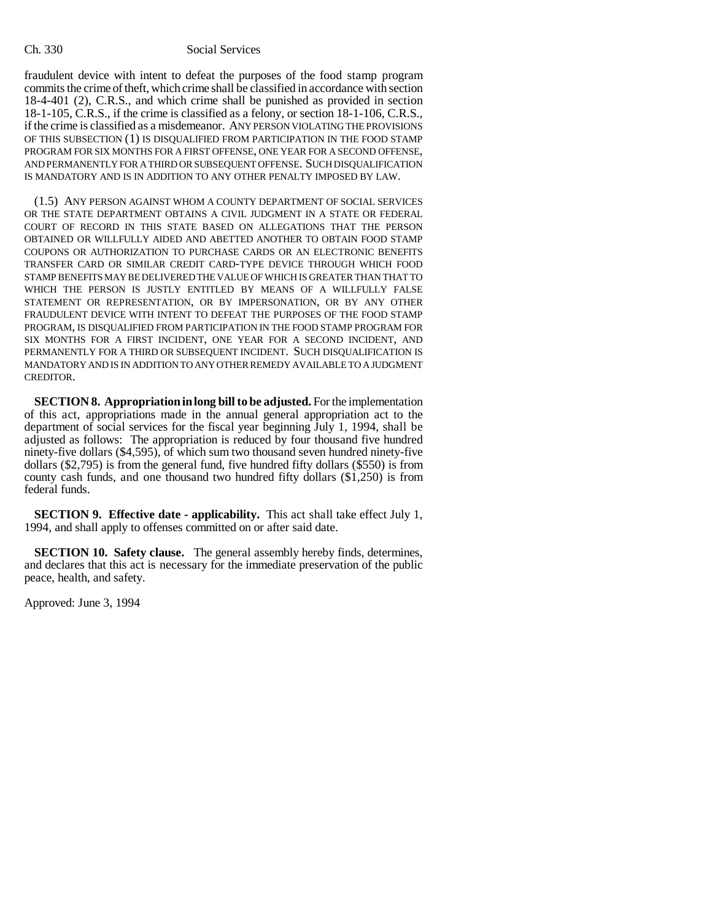fraudulent device with intent to defeat the purposes of the food stamp program commits the crime of theft, which crime shall be classified in accordance with section 18-4-401 (2), C.R.S., and which crime shall be punished as provided in section 18-1-105, C.R.S., if the crime is classified as a felony, or section 18-1-106, C.R.S., if the crime is classified as a misdemeanor. ANY PERSON VIOLATING THE PROVISIONS OF THIS SUBSECTION (1) IS DISQUALIFIED FROM PARTICIPATION IN THE FOOD STAMP PROGRAM FOR SIX MONTHS FOR A FIRST OFFENSE, ONE YEAR FOR A SECOND OFFENSE, AND PERMANENTLY FOR A THIRD OR SUBSEQUENT OFFENSE. SUCH DISQUALIFICATION IS MANDATORY AND IS IN ADDITION TO ANY OTHER PENALTY IMPOSED BY LAW.

(1.5) ANY PERSON AGAINST WHOM A COUNTY DEPARTMENT OF SOCIAL SERVICES OR THE STATE DEPARTMENT OBTAINS A CIVIL JUDGMENT IN A STATE OR FEDERAL COURT OF RECORD IN THIS STATE BASED ON ALLEGATIONS THAT THE PERSON OBTAINED OR WILLFULLY AIDED AND ABETTED ANOTHER TO OBTAIN FOOD STAMP COUPONS OR AUTHORIZATION TO PURCHASE CARDS OR AN ELECTRONIC BENEFITS TRANSFER CARD OR SIMILAR CREDIT CARD-TYPE DEVICE THROUGH WHICH FOOD STAMP BENEFITS MAY BE DELIVERED THE VALUE OF WHICH IS GREATER THAN THAT TO WHICH THE PERSON IS JUSTLY ENTITLED BY MEANS OF A WILLFULLY FALSE STATEMENT OR REPRESENTATION, OR BY IMPERSONATION, OR BY ANY OTHER FRAUDULENT DEVICE WITH INTENT TO DEFEAT THE PURPOSES OF THE FOOD STAMP PROGRAM, IS DISQUALIFIED FROM PARTICIPATION IN THE FOOD STAMP PROGRAM FOR SIX MONTHS FOR A FIRST INCIDENT, ONE YEAR FOR A SECOND INCIDENT, AND PERMANENTLY FOR A THIRD OR SUBSEQUENT INCIDENT. SUCH DISQUALIFICATION IS MANDATORY AND IS IN ADDITION TO ANY OTHER REMEDY AVAILABLE TO A JUDGMENT CREDITOR.

**SECTION 8. Appropriation in long bill to be adjusted.** For the implementation of this act, appropriations made in the annual general appropriation act to the department of social services for the fiscal year beginning July 1, 1994, shall be adjusted as follows: The appropriation is reduced by four thousand five hundred ninety-five dollars ($4,595), of which sum two thousand seven hundred ninety-five dollars ($2,795) is from the general fund, five hundred fifty dollars ($550) is from county cash funds, and one thousand two hundred fifty dollars ($1,250) is from federal funds.

**SECTION 9. Effective date - applicability.** This act shall take effect July 1, 1994, and shall apply to offenses committed on or after said date.

**SECTION 10. Safety clause.** The general assembly hereby finds, determines, and declares that this act is necessary for the immediate preservation of the public peace, health, and safety.

Approved: June 3, 1994